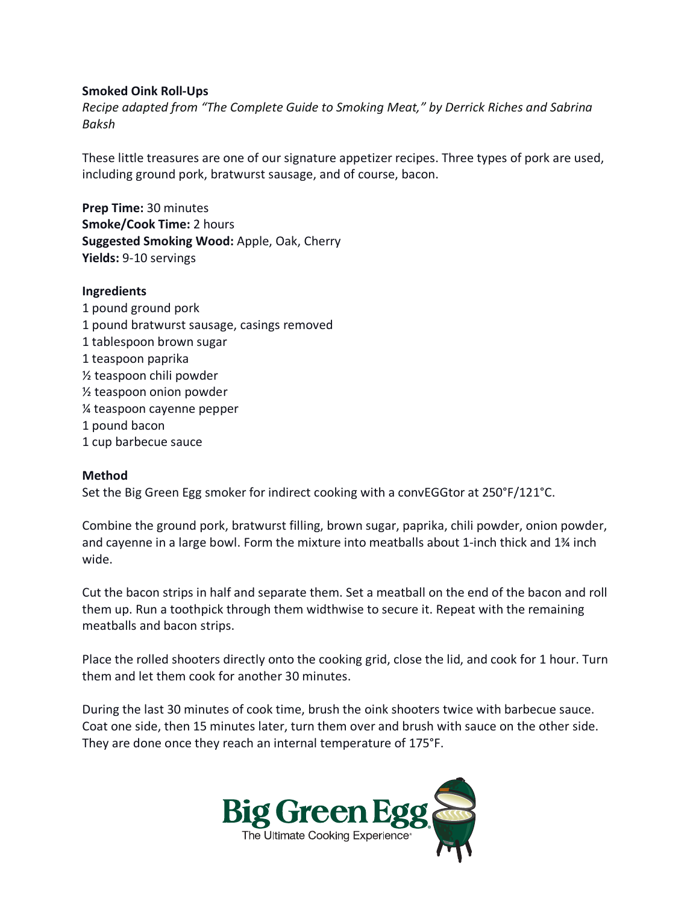**Smoked Oink Roll-Ups**

*Recipe adapted from "The Complete Guide to Smoking Meat," by Derrick Riches and Sabrina Baksh*

These little treasures are one of our signature appetizer recipes. Three types of pork are used, including ground pork, bratwurst sausage, and of course, bacon.

**Prep Time:** 30 minutes
**Smoke/Cook Time:** 2 hours
**Suggested Smoking Wood:** Apple, Oak, Cherry
**Yields:** 9-10 servings

**Ingredients**

1 pound ground pork
1 pound bratwurst sausage, casings removed
1 tablespoon brown sugar
1 teaspoon paprika
½ teaspoon chili powder
½ teaspoon onion powder
¼ teaspoon cayenne pepper
1 pound bacon
1 cup barbecue sauce

**Method**

Set the Big Green Egg smoker for indirect cooking with a convEGGtor at 250°F/121°C.

Combine the ground pork, bratwurst filling, brown sugar, paprika, chili powder, onion powder, and cayenne in a large bowl. Form the mixture into meatballs about 1-inch thick and 1¾ inch wide.

Cut the bacon strips in half and separate them. Set a meatball on the end of the bacon and roll them up. Run a toothpick through them widthwise to secure it. Repeat with the remaining meatballs and bacon strips.

Place the rolled shooters directly onto the cooking grid, close the lid, and cook for 1 hour. Turn them and let them cook for another 30 minutes.

During the last 30 minutes of cook time, brush the oink shooters twice with barbecue sauce. Coat one side, then 15 minutes later, turn them over and brush with sauce on the other side. They are done once they reach an internal temperature of 175°F.

Big Green Egg
The Ultimate Cooking Experience®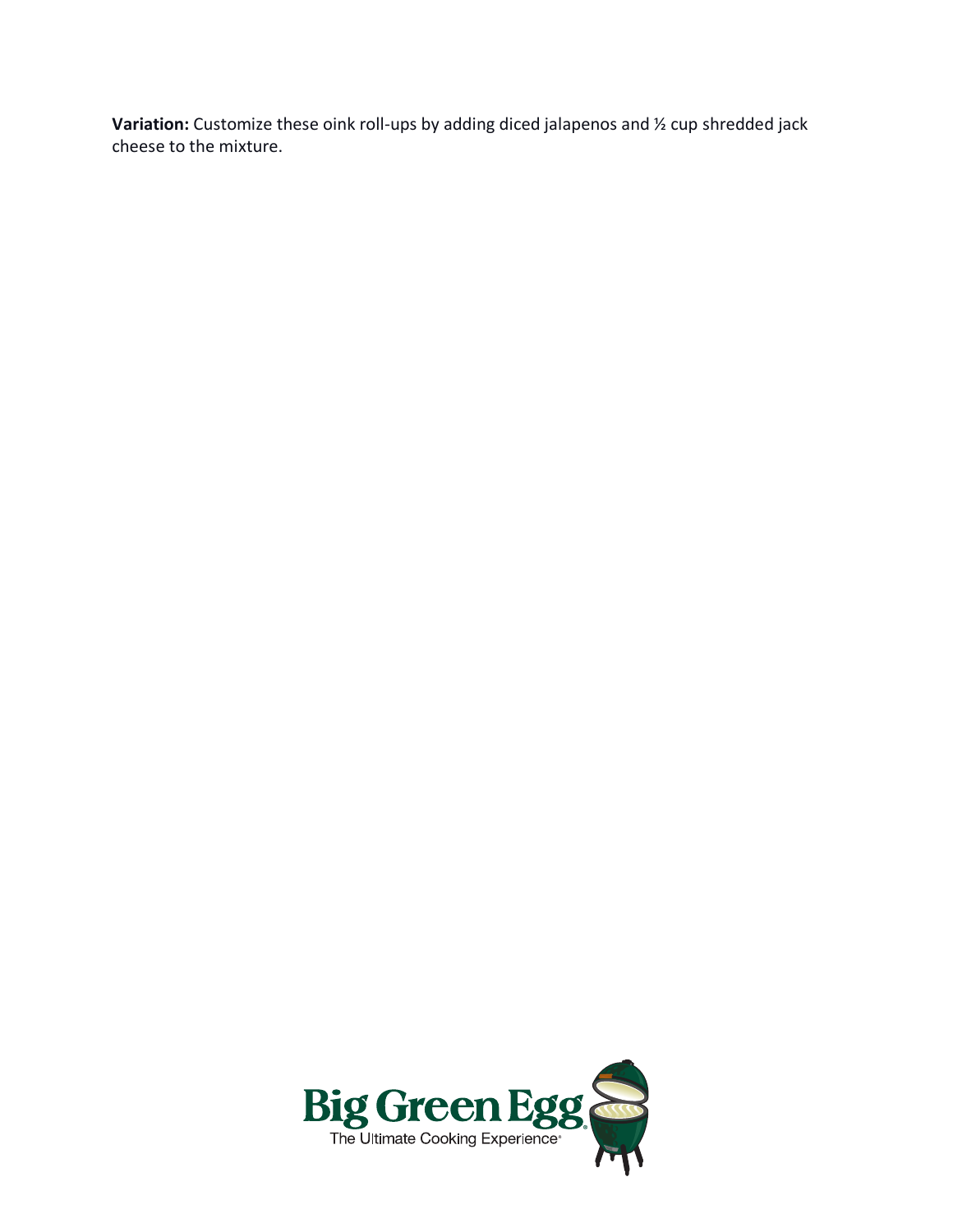**Variation:** Customize these oink roll-ups by adding diced jalapenos and ½ cup shredded jack cheese to the mixture.